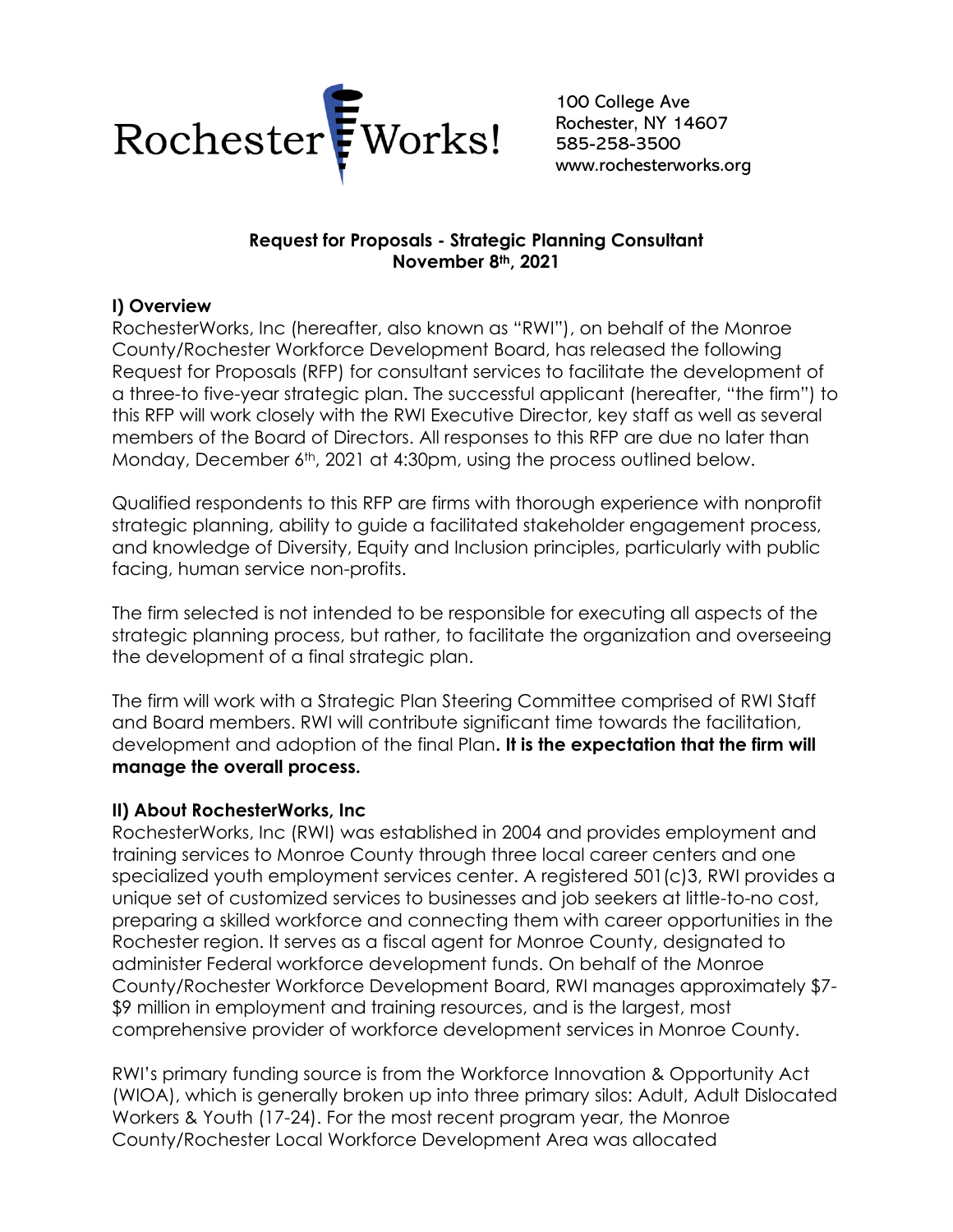RochesterWorks!

100 College Ave
Rochester, NY 14607
585-258-3500
www.rochesterworks.org

**Request for Proposals - Strategic Planning Consultant**
**November 8th, 2021**

## I) Overview

RochesterWorks, Inc (hereafter, also known as "RWI"), on behalf of the Monroe County/Rochester Workforce Development Board, has released the following Request for Proposals (RFP) for consultant services to facilitate the development of a three-to five-year strategic plan. The successful applicant (hereafter, "the firm") to this RFP will work closely with the RWI Executive Director, key staff as well as several members of the Board of Directors. All responses to this RFP are due no later than Monday, December 6th, 2021 at 4:30pm, using the process outlined below.

Qualified respondents to this RFP are firms with thorough experience with nonprofit strategic planning, ability to guide a facilitated stakeholder engagement process, and knowledge of Diversity, Equity and Inclusion principles, particularly with public facing, human service non-profits.

The firm selected is not intended to be responsible for executing all aspects of the strategic planning process, but rather, to facilitate the organization and overseeing the development of a final strategic plan.

The firm will work with a Strategic Plan Steering Committee comprised of RWI Staff and Board members. RWI will contribute significant time towards the facilitation, development and adoption of the final Plan**. It is the expectation that the firm will manage the overall process.**

## II) About RochesterWorks, Inc

RochesterWorks, Inc (RWI) was established in 2004 and provides employment and training services to Monroe County through three local career centers and one specialized youth employment services center. A registered 501(c)3, RWI provides a unique set of customized services to businesses and job seekers at little-to-no cost, preparing a skilled workforce and connecting them with career opportunities in the Rochester region. It serves as a fiscal agent for Monroe County, designated to administer Federal workforce development funds. On behalf of the Monroe County/Rochester Workforce Development Board, RWI manages approximately $7-$9 million in employment and training resources, and is the largest, most comprehensive provider of workforce development services in Monroe County.

RWI's primary funding source is from the Workforce Innovation & Opportunity Act (WIOA), which is generally broken up into three primary silos: Adult, Adult Dislocated Workers & Youth (17-24). For the most recent program year, the Monroe County/Rochester Local Workforce Development Area was allocated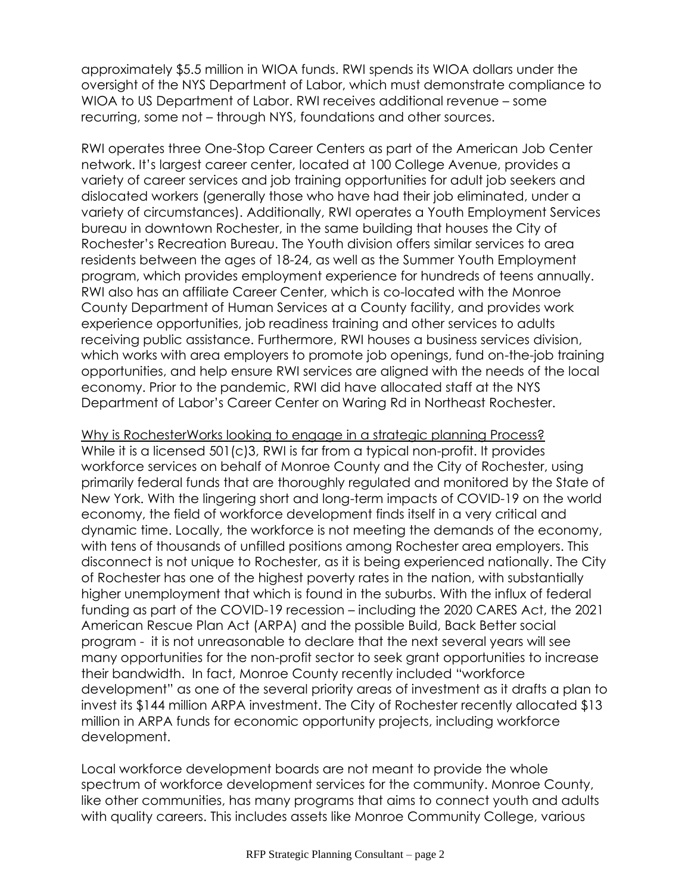approximately $5.5 million in WIOA funds. RWI spends its WIOA dollars under the oversight of the NYS Department of Labor, which must demonstrate compliance to WIOA to US Department of Labor. RWI receives additional revenue – some recurring, some not – through NYS, foundations and other sources.

RWI operates three One-Stop Career Centers as part of the American Job Center network. It's largest career center, located at 100 College Avenue, provides a variety of career services and job training opportunities for adult job seekers and dislocated workers (generally those who have had their job eliminated, under a variety of circumstances). Additionally, RWI operates a Youth Employment Services bureau in downtown Rochester, in the same building that houses the City of Rochester's Recreation Bureau. The Youth division offers similar services to area residents between the ages of 18-24, as well as the Summer Youth Employment program, which provides employment experience for hundreds of teens annually. RWI also has an affiliate Career Center, which is co-located with the Monroe County Department of Human Services at a County facility, and provides work experience opportunities, job readiness training and other services to adults receiving public assistance. Furthermore, RWI houses a business services division, which works with area employers to promote job openings, fund on-the-job training opportunities, and help ensure RWI services are aligned with the needs of the local economy. Prior to the pandemic, RWI did have allocated staff at the NYS Department of Labor's Career Center on Waring Rd in Northeast Rochester.

<u>Why is RochesterWorks looking to engage in a strategic planning Process?</u>
While it is a licensed 501(c)3, RWI is far from a typical non-profit. It provides workforce services on behalf of Monroe County and the City of Rochester, using primarily federal funds that are thoroughly regulated and monitored by the State of New York. With the lingering short and long-term impacts of COVID-19 on the world economy, the field of workforce development finds itself in a very critical and dynamic time. Locally, the workforce is not meeting the demands of the economy, with tens of thousands of unfilled positions among Rochester area employers. This disconnect is not unique to Rochester, as it is being experienced nationally. The City of Rochester has one of the highest poverty rates in the nation, with substantially higher unemployment that which is found in the suburbs. With the influx of federal funding as part of the COVID-19 recession – including the 2020 CARES Act, the 2021 American Rescue Plan Act (ARPA) and the possible Build, Back Better social program - it is not unreasonable to declare that the next several years will see many opportunities for the non-profit sector to seek grant opportunities to increase their bandwidth. In fact, Monroe County recently included "workforce development" as one of the several priority areas of investment as it drafts a plan to invest its $144 million ARPA investment. The City of Rochester recently allocated $13 million in ARPA funds for economic opportunity projects, including workforce development.

Local workforce development boards are not meant to provide the whole spectrum of workforce development services for the community. Monroe County, like other communities, has many programs that aims to connect youth and adults with quality careers. This includes assets like Monroe Community College, various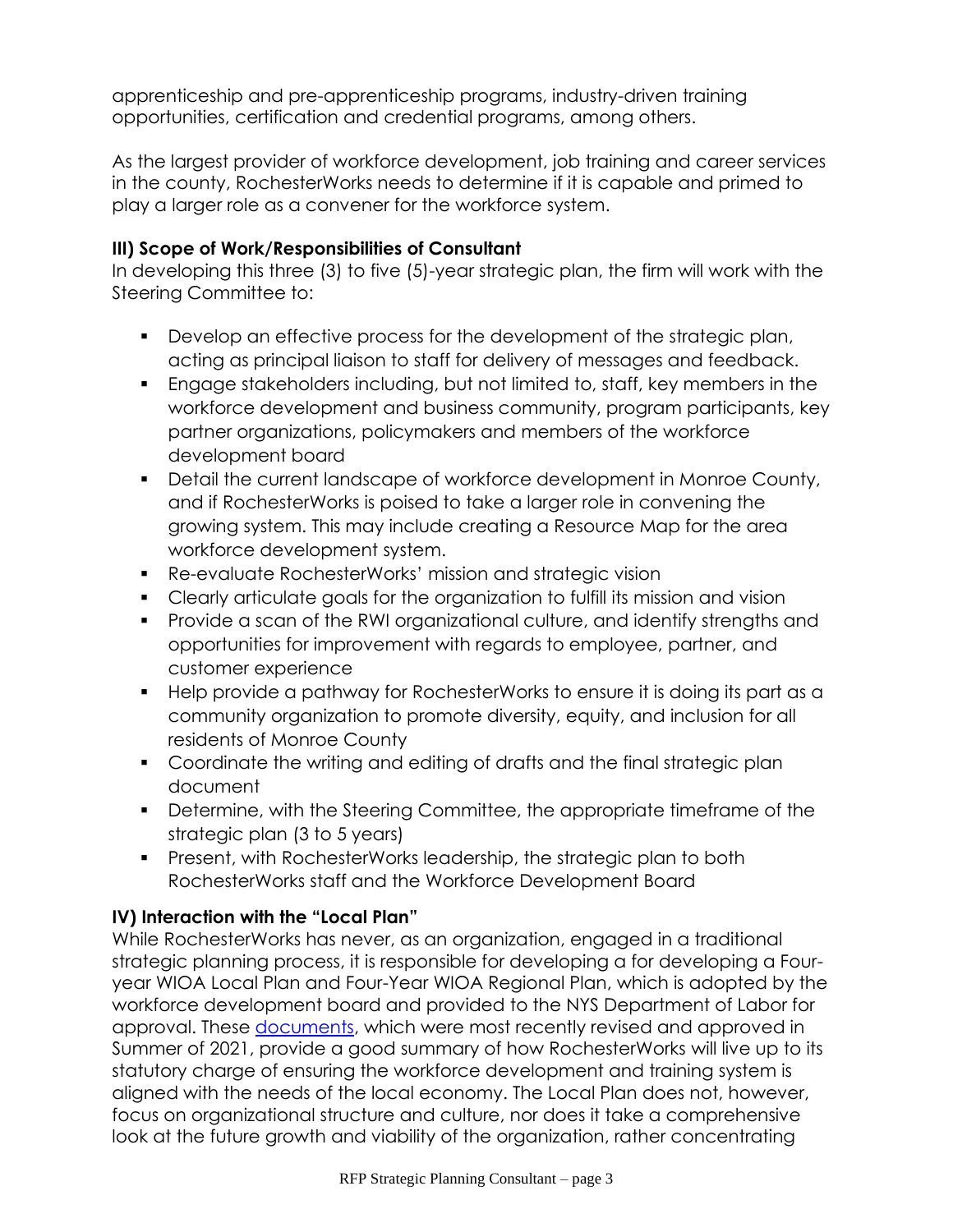apprenticeship and pre-apprenticeship programs, industry-driven training opportunities, certification and credential programs, among others.

As the largest provider of workforce development, job training and career services in the county, RochesterWorks needs to determine if it is capable and primed to play a larger role as a convener for the workforce system.

### III) Scope of Work/Responsibilities of Consultant

In developing this three (3) to five (5)-year strategic plan, the firm will work with the Steering Committee to:

- Develop an effective process for the development of the strategic plan, acting as principal liaison to staff for delivery of messages and feedback.
- Engage stakeholders including, but not limited to, staff, key members in the workforce development and business community, program participants, key partner organizations, policymakers and members of the workforce development board
- Detail the current landscape of workforce development in Monroe County, and if RochesterWorks is poised to take a larger role in convening the growing system. This may include creating a Resource Map for the area workforce development system.
- Re-evaluate RochesterWorks' mission and strategic vision
- Clearly articulate goals for the organization to fulfill its mission and vision
- Provide a scan of the RWI organizational culture, and identify strengths and opportunities for improvement with regards to employee, partner, and customer experience
- Help provide a pathway for RochesterWorks to ensure it is doing its part as a community organization to promote diversity, equity, and inclusion for all residents of Monroe County
- Coordinate the writing and editing of drafts and the final strategic plan document
- Determine, with the Steering Committee, the appropriate timeframe of the strategic plan (3 to 5 years)
- Present, with RochesterWorks leadership, the strategic plan to both RochesterWorks staff and the Workforce Development Board

### IV) Interaction with the "Local Plan"

While RochesterWorks has never, as an organization, engaged in a traditional strategic planning process, it is responsible for developing a for developing a Four-year WIOA Local Plan and Four-Year WIOA Regional Plan, which is adopted by the workforce development board and provided to the NYS Department of Labor for approval. These documents, which were most recently revised and approved in Summer of 2021, provide a good summary of how RochesterWorks will live up to its statutory charge of ensuring the workforce development and training system is aligned with the needs of the local economy. The Local Plan does not, however, focus on organizational structure and culture, nor does it take a comprehensive look at the future growth and viability of the organization, rather concentrating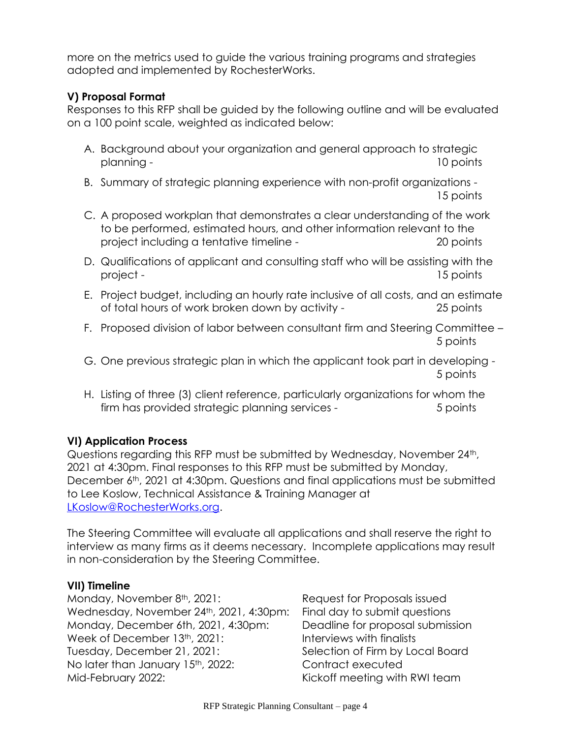more on the metrics used to guide the various training programs and strategies adopted and implemented by RochesterWorks.

### V) Proposal Format

Responses to this RFP shall be guided by the following outline and will be evaluated on a 100 point scale, weighted as indicated below:

A. Background about your organization and general approach to strategic planning - 10 points

B. Summary of strategic planning experience with non-profit organizations - 15 points

C. A proposed workplan that demonstrates a clear understanding of the work to be performed, estimated hours, and other information relevant to the project including a tentative timeline - 20 points

D. Qualifications of applicant and consulting staff who will be assisting with the project - 15 points

E. Project budget, including an hourly rate inclusive of all costs, and an estimate of total hours of work broken down by activity - 25 points

F. Proposed division of labor between consultant firm and Steering Committee – 5 points

G. One previous strategic plan in which the applicant took part in developing - 5 points

H. Listing of three (3) client reference, particularly organizations for whom the firm has provided strategic planning services - 5 points

### VI) Application Process

Questions regarding this RFP must be submitted by Wednesday, November 24th, 2021 at 4:30pm. Final responses to this RFP must be submitted by Monday, December 6th, 2021 at 4:30pm. Questions and final applications must be submitted to Lee Koslow, Technical Assistance & Training Manager at [LKoslow@RochesterWorks.org](mailto:LKoslow@RochesterWorks.org).

The Steering Committee will evaluate all applications and shall reserve the right to interview as many firms as it deems necessary. Incomplete applications may result in non-consideration by the Steering Committee.

### VII) Timeline

| | |
|---|---|
| Monday, November 8th, 2021: | Request for Proposals issued |
| Wednesday, November 24th, 2021, 4:30pm: | Final day to submit questions |
| Monday, December 6th, 2021, 4:30pm: | Deadline for proposal submission |
| Week of December 13th, 2021: | Interviews with finalists |
| Tuesday, December 21, 2021: | Selection of Firm by Local Board |
| No later than January 15th, 2022: | Contract executed |
| Mid-February 2022: | Kickoff meeting with RWI team |